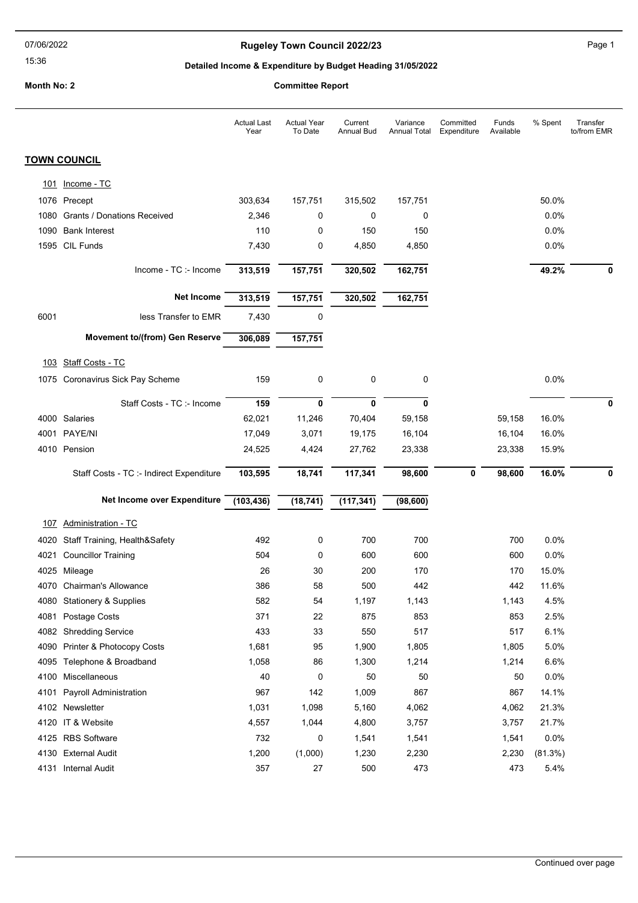# Rugeley Town Council 2022/23

## Detailed Income & Expenditure by Budget Heading 31/05/2022

**Month No: 2** — **Committee Report**

| | | Actual Last Year | Actual Year To Date | Current Annual Bud | Variance Annual Total | Committed Expenditure | Funds Available | % Spent | Transfer to/from EMR |
|---|---|---|---|---|---|---|---|---|---|
| **TOWN COUNCIL** | | | | | | | | | |
| 101 | Income - TC | | | | | | | | |
| 1076 | Precept | 303,634 | 157,751 | 315,502 | 157,751 | | | 50.0% | |
| 1080 | Grants / Donations Received | 2,346 | 0 | 0 | 0 | | | 0.0% | |
| 1090 | Bank Interest | 110 | 0 | 150 | 150 | | | 0.0% | |
| 1595 | CIL Funds | 7,430 | 0 | 4,850 | 4,850 | | | 0.0% | |
| | Income - TC :- Income | **313,519** | **157,751** | **320,502** | **162,751** | | | **49.2%** | **0** |
| | **Net Income** | **313,519** | **157,751** | **320,502** | **162,751** | | | | |
| 6001 | less Transfer to EMR | 7,430 | 0 | | | | | | |
| | **Movement to/(from) Gen Reserve** | **306,089** | **157,751** | | | | | | |
| 103 | Staff Costs - TC | | | | | | | | |
| 1075 | Coronavirus Sick Pay Scheme | 159 | 0 | 0 | 0 | | | 0.0% | |
| | Staff Costs - TC :- Income | **159** | **0** | **0** | **0** | | | | **0** |
| 4000 | Salaries | 62,021 | 11,246 | 70,404 | 59,158 | | 59,158 | 16.0% | |
| 4001 | PAYE/NI | 17,049 | 3,071 | 19,175 | 16,104 | | 16,104 | 16.0% | |
| 4010 | Pension | 24,525 | 4,424 | 27,762 | 23,338 | | 23,338 | 15.9% | |
| | Staff Costs - TC :- Indirect Expenditure | **103,595** | **18,741** | **117,341** | **98,600** | **0** | **98,600** | **16.0%** | **0** |
| | **Net Income over Expenditure** | **(103,436)** | **(18,741)** | **(117,341)** | **(98,600)** | | | | |
| 107 | Administration - TC | | | | | | | | |
| 4020 | Staff Training, Health&Safety | 492 | 0 | 700 | 700 | | 700 | 0.0% | |
| 4021 | Councillor Training | 504 | 0 | 600 | 600 | | 600 | 0.0% | |
| 4025 | Mileage | 26 | 30 | 200 | 170 | | 170 | 15.0% | |
| 4070 | Chairman's Allowance | 386 | 58 | 500 | 442 | | 442 | 11.6% | |
| 4080 | Stationery & Supplies | 582 | 54 | 1,197 | 1,143 | | 1,143 | 4.5% | |
| 4081 | Postage Costs | 371 | 22 | 875 | 853 | | 853 | 2.5% | |
| 4082 | Shredding Service | 433 | 33 | 550 | 517 | | 517 | 6.1% | |
| 4090 | Printer & Photocopy Costs | 1,681 | 95 | 1,900 | 1,805 | | 1,805 | 5.0% | |
| 4095 | Telephone & Broadband | 1,058 | 86 | 1,300 | 1,214 | | 1,214 | 6.6% | |
| 4100 | Miscellaneous | 40 | 0 | 50 | 50 | | 50 | 0.0% | |
| 4101 | Payroll Administration | 967 | 142 | 1,009 | 867 | | 867 | 14.1% | |
| 4102 | Newsletter | 1,031 | 1,098 | 5,160 | 4,062 | | 4,062 | 21.3% | |
| 4120 | IT & Website | 4,557 | 1,044 | 4,800 | 3,757 | | 3,757 | 21.7% | |
| 4125 | RBS Software | 732 | 0 | 1,541 | 1,541 | | 1,541 | 0.0% | |
| 4130 | External Audit | 1,200 | (1,000) | 1,230 | 2,230 | | 2,230 | (81.3%) | |
| 4131 | Internal Audit | 357 | 27 | 500 | 473 | | 473 | 5.4% | |

Continued over page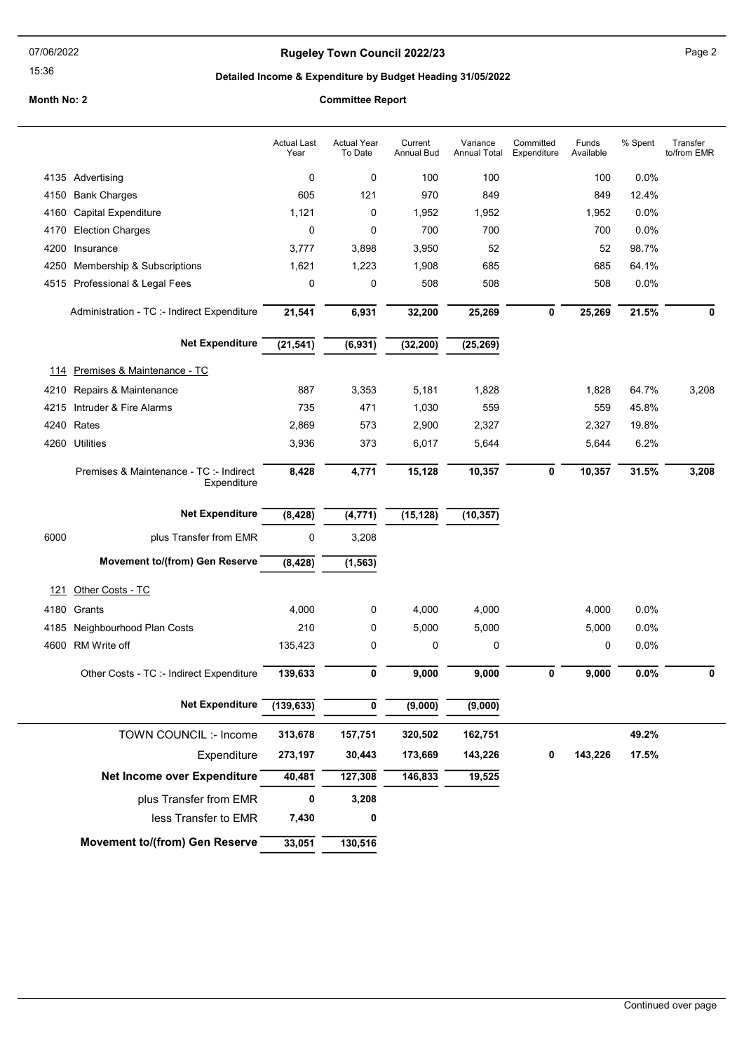# Rugeley Town Council 2022/23

## Detailed Income & Expenditure by Budget Heading 31/05/2022

**Month No: 2** **Committee Report**

| | | Actual Last Year | Actual Year To Date | Current Annual Bud | Variance Annual Total | Committed Expenditure | Funds Available | % Spent | Transfer to/from EMR |
|---|---|---|---|---|---|---|---|---|---|
| 4135 | Advertising | 0 | 0 | 100 | 100 | | 100 | 0.0% | |
| 4150 | Bank Charges | 605 | 121 | 970 | 849 | | 849 | 12.4% | |
| 4160 | Capital Expenditure | 1,121 | 0 | 1,952 | 1,952 | | 1,952 | 0.0% | |
| 4170 | Election Charges | 0 | 0 | 700 | 700 | | 700 | 0.0% | |
| 4200 | Insurance | 3,777 | 3,898 | 3,950 | 52 | | 52 | 98.7% | |
| 4250 | Membership & Subscriptions | 1,621 | 1,223 | 1,908 | 685 | | 685 | 64.1% | |
| 4515 | Professional & Legal Fees | 0 | 0 | 508 | 508 | | 508 | 0.0% | |
| | Administration - TC :- Indirect Expenditure | **21,541** | **6,931** | **32,200** | **25,269** | **0** | **25,269** | **21.5%** | **0** |
| | **Net Expenditure** | **(21,541)** | **(6,931)** | **(32,200)** | **(25,269)** | | | | |
| 114 | Premises & Maintenance - TC | | | | | | | | |
| 4210 | Repairs & Maintenance | 887 | 3,353 | 5,181 | 1,828 | | 1,828 | 64.7% | 3,208 |
| 4215 | Intruder & Fire Alarms | 735 | 471 | 1,030 | 559 | | 559 | 45.8% | |
| 4240 | Rates | 2,869 | 573 | 2,900 | 2,327 | | 2,327 | 19.8% | |
| 4260 | Utilities | 3,936 | 373 | 6,017 | 5,644 | | 5,644 | 6.2% | |
| | Premises & Maintenance - TC :- Indirect Expenditure | **8,428** | **4,771** | **15,128** | **10,357** | **0** | **10,357** | **31.5%** | **3,208** |
| | **Net Expenditure** | **(8,428)** | **(4,771)** | **(15,128)** | **(10,357)** | | | | |
| 6000 | plus Transfer from EMR | 0 | 3,208 | | | | | | |
| | **Movement to/(from) Gen Reserve** | **(8,428)** | **(1,563)** | | | | | | |
| 121 | Other Costs - TC | | | | | | | | |
| 4180 | Grants | 4,000 | 0 | 4,000 | 4,000 | | 4,000 | 0.0% | |
| 4185 | Neighbourhood Plan Costs | 210 | 0 | 5,000 | 5,000 | | 5,000 | 0.0% | |
| 4600 | RM Write off | 135,423 | 0 | 0 | 0 | | 0 | 0.0% | |
| | Other Costs - TC :- Indirect Expenditure | **139,633** | **0** | **9,000** | **9,000** | **0** | **9,000** | **0.0%** | **0** |
| | **Net Expenditure** | **(139,633)** | **0** | **(9,000)** | **(9,000)** | | | | |
| | TOWN COUNCIL :- Income | **313,678** | **157,751** | **320,502** | **162,751** | | | **49.2%** | |
| | Expenditure | **273,197** | **30,443** | **173,669** | **143,226** | **0** | **143,226** | **17.5%** | |
| | **Net Income over Expenditure** | **40,481** | **127,308** | **146,833** | **19,525** | | | | |
| | plus Transfer from EMR | **0** | **3,208** | | | | | | |
| | less Transfer to EMR | **7,430** | **0** | | | | | | |
| | **Movement to/(from) Gen Reserve** | **33,051** | **130,516** | | | | | | |

Continued over page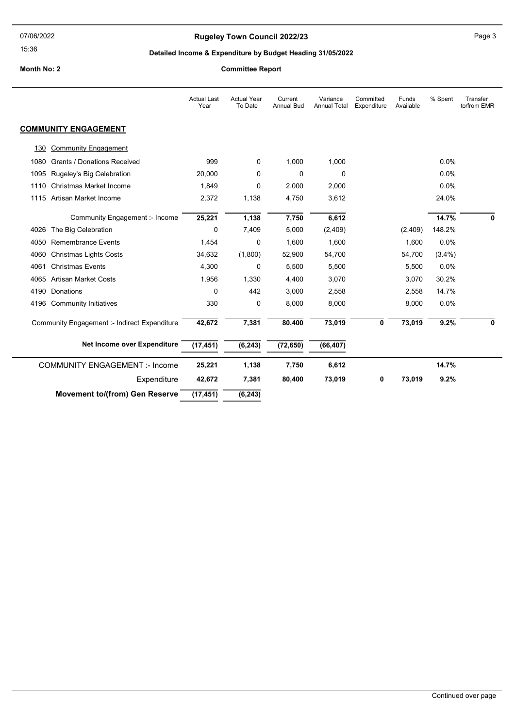# Rugeley Town Council 2022/23

## Detailed Income & Expenditure by Budget Heading 31/05/2022

**Month No: 2**

**Committee Report**

| | Actual Last Year | Actual Year To Date | Current Annual Bud | Variance Annual Total | Committed Expenditure | Funds Available | % Spent | Transfer to/from EMR |
|---|---|---|---|---|---|---|---|---|
| **COMMUNITY ENGAGEMENT** | | | | | | | | |
| 130 Community Engagement | | | | | | | | |
| 1080 Grants / Donations Received | 999 | 0 | 1,000 | 1,000 | | | 0.0% | |
| 1095 Rugeley's Big Celebration | 20,000 | 0 | 0 | 0 | | | 0.0% | |
| 1110 Christmas Market Income | 1,849 | 0 | 2,000 | 2,000 | | | 0.0% | |
| 1115 Artisan Market Income | 2,372 | 1,138 | 4,750 | 3,612 | | | 24.0% | |
| Community Engagement :- Income | **25,221** | **1,138** | **7,750** | **6,612** | | | **14.7%** | **0** |
| 4026 The Big Celebration | 0 | 7,409 | 5,000 | (2,409) | | (2,409) | 148.2% | |
| 4050 Remembrance Events | 1,454 | 0 | 1,600 | 1,600 | | 1,600 | 0.0% | |
| 4060 Christmas Lights Costs | 34,632 | (1,800) | 52,900 | 54,700 | | 54,700 | (3.4%) | |
| 4061 Christmas Events | 4,300 | 0 | 5,500 | 5,500 | | 5,500 | 0.0% | |
| 4065 Artisan Market Costs | 1,956 | 1,330 | 4,400 | 3,070 | | 3,070 | 30.2% | |
| 4190 Donations | 0 | 442 | 3,000 | 2,558 | | 2,558 | 14.7% | |
| 4196 Community Initiatives | 330 | 0 | 8,000 | 8,000 | | 8,000 | 0.0% | |
| Community Engagement :- Indirect Expenditure | **42,672** | **7,381** | **80,400** | **73,019** | **0** | **73,019** | **9.2%** | **0** |
| **Net Income over Expenditure** | **(17,451)** | **(6,243)** | **(72,650)** | **(66,407)** | | | | |
| COMMUNITY ENGAGEMENT :- Income | **25,221** | **1,138** | **7,750** | **6,612** | | | **14.7%** | |
| Expenditure | **42,672** | **7,381** | **80,400** | **73,019** | **0** | **73,019** | **9.2%** | |
| **Movement to/(from) Gen Reserve** | **(17,451)** | **(6,243)** | | | | | | |

Continued over page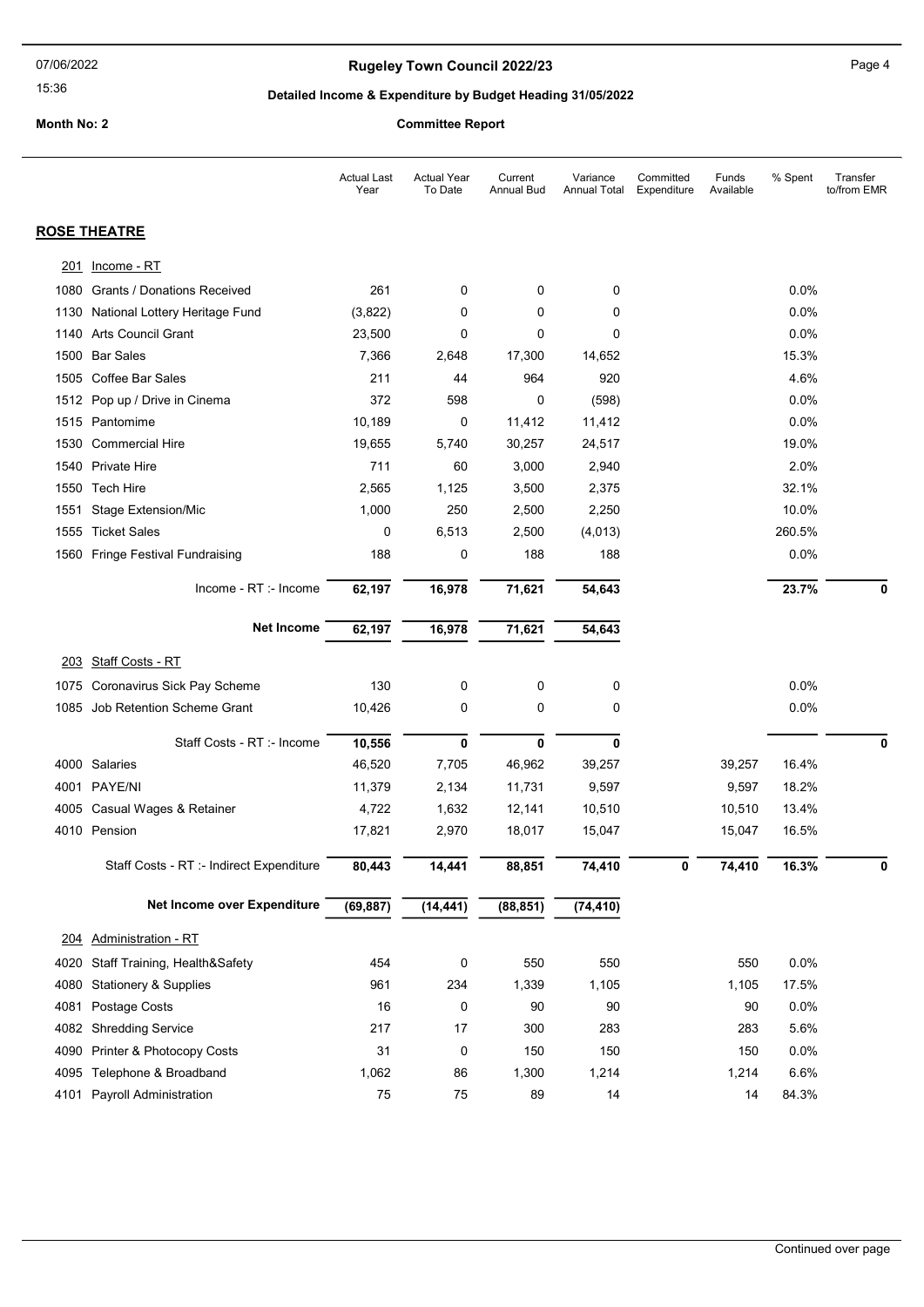**Rugeley Town Council 2022/23**

**Detailed Income & Expenditure by Budget Heading 31/05/2022**

**Month No: 2**

**Committee Report**

| | | Actual Last Year | Actual Year To Date | Current Annual Bud | Variance Annual Total | Committed Expenditure | Funds Available | % Spent | Transfer to/from EMR |
|---|---|---|---|---|---|---|---|---|---|
| **ROSE THEATRE** | | | | | | | | | |
| 201 | Income - RT | | | | | | | | |
| 1080 | Grants / Donations Received | 261 | 0 | 0 | 0 | | | 0.0% | |
| 1130 | National Lottery Heritage Fund | (3,822) | 0 | 0 | 0 | | | 0.0% | |
| 1140 | Arts Council Grant | 23,500 | 0 | 0 | 0 | | | 0.0% | |
| 1500 | Bar Sales | 7,366 | 2,648 | 17,300 | 14,652 | | | 15.3% | |
| 1505 | Coffee Bar Sales | 211 | 44 | 964 | 920 | | | 4.6% | |
| 1512 | Pop up / Drive in Cinema | 372 | 598 | 0 | (598) | | | 0.0% | |
| 1515 | Pantomime | 10,189 | 0 | 11,412 | 11,412 | | | 0.0% | |
| 1530 | Commercial Hire | 19,655 | 5,740 | 30,257 | 24,517 | | | 19.0% | |
| 1540 | Private Hire | 711 | 60 | 3,000 | 2,940 | | | 2.0% | |
| 1550 | Tech Hire | 2,565 | 1,125 | 3,500 | 2,375 | | | 32.1% | |
| 1551 | Stage Extension/Mic | 1,000 | 250 | 2,500 | 2,250 | | | 10.0% | |
| 1555 | Ticket Sales | 0 | 6,513 | 2,500 | (4,013) | | | 260.5% | |
| 1560 | Fringe Festival Fundraising | 188 | 0 | 188 | 188 | | | 0.0% | |
| | Income - RT :- Income | **62,197** | **16,978** | **71,621** | **54,643** | | | **23.7%** | **0** |
| | **Net Income** | **62,197** | **16,978** | **71,621** | **54,643** | | | | |
| 203 | Staff Costs - RT | | | | | | | | |
| 1075 | Coronavirus Sick Pay Scheme | 130 | 0 | 0 | 0 | | | 0.0% | |
| 1085 | Job Retention Scheme Grant | 10,426 | 0 | 0 | 0 | | | 0.0% | |
| | Staff Costs - RT :- Income | **10,556** | **0** | **0** | **0** | | | | **0** |
| 4000 | Salaries | 46,520 | 7,705 | 46,962 | 39,257 | | 39,257 | 16.4% | |
| 4001 | PAYE/NI | 11,379 | 2,134 | 11,731 | 9,597 | | 9,597 | 18.2% | |
| 4005 | Casual Wages & Retainer | 4,722 | 1,632 | 12,141 | 10,510 | | 10,510 | 13.4% | |
| 4010 | Pension | 17,821 | 2,970 | 18,017 | 15,047 | | 15,047 | 16.5% | |
| | Staff Costs - RT :- Indirect Expenditure | **80,443** | **14,441** | **88,851** | **74,410** | **0** | **74,410** | **16.3%** | **0** |
| | **Net Income over Expenditure** | **(69,887)** | **(14,441)** | **(88,851)** | **(74,410)** | | | | |
| 204 | Administration - RT | | | | | | | | |
| 4020 | Staff Training, Health&Safety | 454 | 0 | 550 | 550 | | 550 | 0.0% | |
| 4080 | Stationery & Supplies | 961 | 234 | 1,339 | 1,105 | | 1,105 | 17.5% | |
| 4081 | Postage Costs | 16 | 0 | 90 | 90 | | 90 | 0.0% | |
| 4082 | Shredding Service | 217 | 17 | 300 | 283 | | 283 | 5.6% | |
| 4090 | Printer & Photocopy Costs | 31 | 0 | 150 | 150 | | 150 | 0.0% | |
| 4095 | Telephone & Broadband | 1,062 | 86 | 1,300 | 1,214 | | 1,214 | 6.6% | |
| 4101 | Payroll Administration | 75 | 75 | 89 | 14 | | 14 | 84.3% | |

Continued over page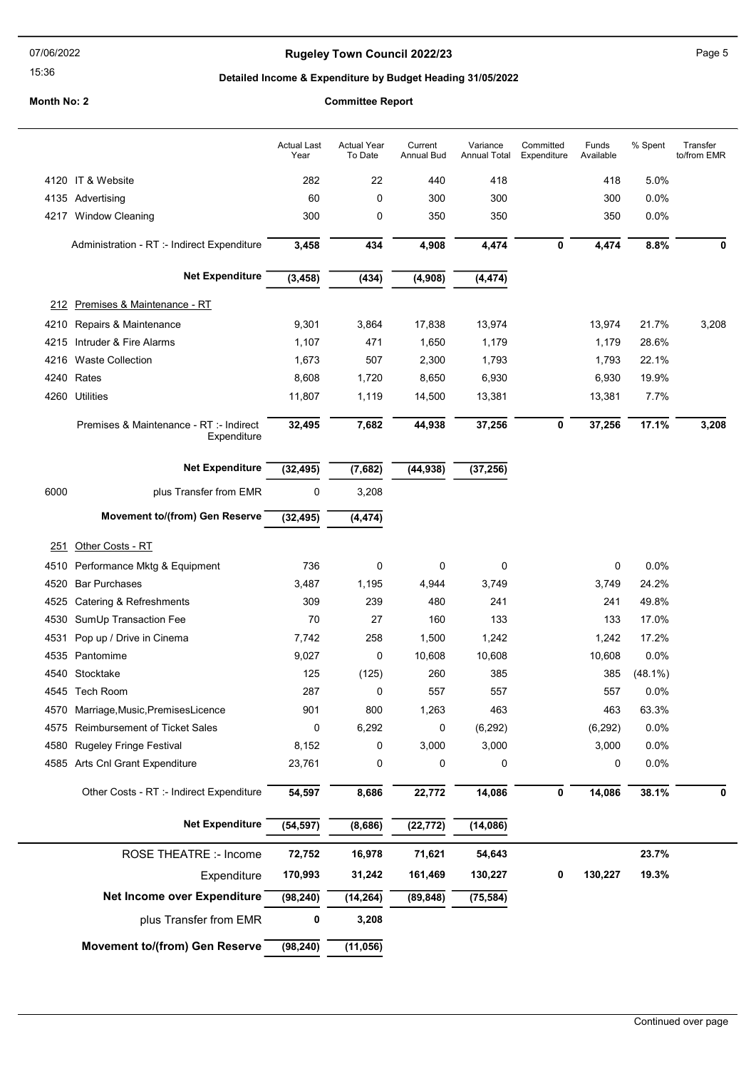# Rugeley Town Council 2022/23

## Detailed Income & Expenditure by Budget Heading 31/05/2022

**Month No: 2** — **Committee Report**

| | | Actual Last Year | Actual Year To Date | Current Annual Bud | Variance Annual Total | Committed Expenditure | Funds Available | % Spent | Transfer to/from EMR |
|---|---|---|---|---|---|---|---|---|---|
| 4120 | IT & Website | 282 | 22 | 440 | 418 | | 418 | 5.0% | |
| 4135 | Advertising | 60 | 0 | 300 | 300 | | 300 | 0.0% | |
| 4217 | Window Cleaning | 300 | 0 | 350 | 350 | | 350 | 0.0% | |
| | **Administration - RT :- Indirect Expenditure** | **3,458** | **434** | **4,908** | **4,474** | **0** | **4,474** | **8.8%** | **0** |
| | **Net Expenditure** | **(3,458)** | **(434)** | **(4,908)** | **(4,474)** | | | | |
| 212 | Premises & Maintenance - RT | | | | | | | | |
| 4210 | Repairs & Maintenance | 9,301 | 3,864 | 17,838 | 13,974 | | 13,974 | 21.7% | 3,208 |
| 4215 | Intruder & Fire Alarms | 1,107 | 471 | 1,650 | 1,179 | | 1,179 | 28.6% | |
| 4216 | Waste Collection | 1,673 | 507 | 2,300 | 1,793 | | 1,793 | 22.1% | |
| 4240 | Rates | 8,608 | 1,720 | 8,650 | 6,930 | | 6,930 | 19.9% | |
| 4260 | Utilities | 11,807 | 1,119 | 14,500 | 13,381 | | 13,381 | 7.7% | |
| | **Premises & Maintenance - RT :- Indirect Expenditure** | **32,495** | **7,682** | **44,938** | **37,256** | **0** | **37,256** | **17.1%** | **3,208** |
| | **Net Expenditure** | **(32,495)** | **(7,682)** | **(44,938)** | **(37,256)** | | | | |
| 6000 | plus Transfer from EMR | 0 | 3,208 | | | | | | |
| | **Movement to/(from) Gen Reserve** | **(32,495)** | **(4,474)** | | | | | | |
| 251 | Other Costs - RT | | | | | | | | |
| 4510 | Performance Mktg & Equipment | 736 | 0 | 0 | 0 | | 0 | 0.0% | |
| 4520 | Bar Purchases | 3,487 | 1,195 | 4,944 | 3,749 | | 3,749 | 24.2% | |
| 4525 | Catering & Refreshments | 309 | 239 | 480 | 241 | | 241 | 49.8% | |
| 4530 | SumUp Transaction Fee | 70 | 27 | 160 | 133 | | 133 | 17.0% | |
| 4531 | Pop up / Drive in Cinema | 7,742 | 258 | 1,500 | 1,242 | | 1,242 | 17.2% | |
| 4535 | Pantomime | 9,027 | 0 | 10,608 | 10,608 | | 10,608 | 0.0% | |
| 4540 | Stocktake | 125 | (125) | 260 | 385 | | 385 | (48.1%) | |
| 4545 | Tech Room | 287 | 0 | 557 | 557 | | 557 | 0.0% | |
| 4570 | Marriage,Music,PremisesLicence | 901 | 800 | 1,263 | 463 | | 463 | 63.3% | |
| 4575 | Reimbursement of Ticket Sales | 0 | 6,292 | 0 | (6,292) | | (6,292) | 0.0% | |
| 4580 | Rugeley Fringe Festival | 8,152 | 0 | 3,000 | 3,000 | | 3,000 | 0.0% | |
| 4585 | Arts Cnl Grant Expenditure | 23,761 | 0 | 0 | 0 | | 0 | 0.0% | |
| | **Other Costs - RT :- Indirect Expenditure** | **54,597** | **8,686** | **22,772** | **14,086** | **0** | **14,086** | **38.1%** | **0** |
| | **Net Expenditure** | **(54,597)** | **(8,686)** | **(22,772)** | **(14,086)** | | | | |
| | ROSE THEATRE :- Income | **72,752** | **16,978** | **71,621** | **54,643** | | | **23.7%** | |
| | Expenditure | **170,993** | **31,242** | **161,469** | **130,227** | **0** | **130,227** | **19.3%** | |
| | **Net Income over Expenditure** | **(98,240)** | **(14,264)** | **(89,848)** | **(75,584)** | | | | |
| | plus Transfer from EMR | **0** | **3,208** | | | | | | |
| | **Movement to/(from) Gen Reserve** | **(98,240)** | **(11,056)** | | | | | | |

Continued over page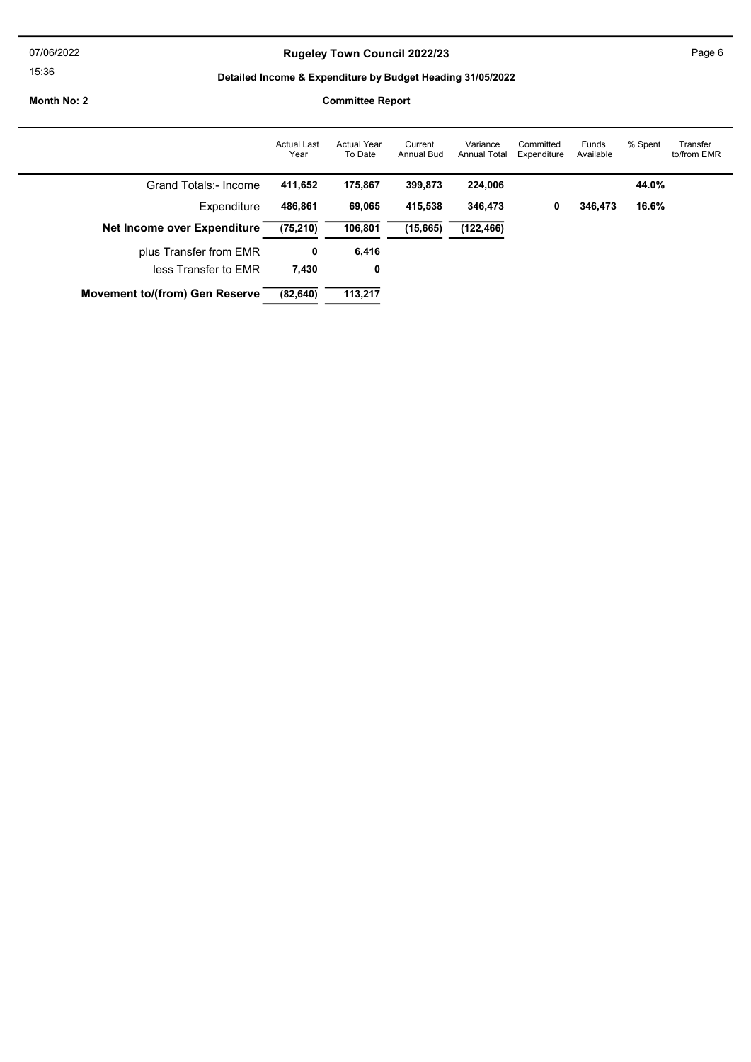# Rugeley Town Council 2022/23

**Detailed Income & Expenditure by Budget Heading 31/05/2022**

**Month No: 2**

**Committee Report**

| | Actual Last Year | Actual Year To Date | Current Annual Bud | Variance Annual Total | Committed Expenditure | Funds Available | % Spent | Transfer to/from EMR |
|---|---|---|---|---|---|---|---|---|
| Grand Totals:- Income | **411,652** | **175,867** | **399,873** | **224,006** | | | **44.0%** | |
| Expenditure | **486,861** | **69,065** | **415,538** | **346,473** | **0** | **346,473** | **16.6%** | |
| **Net Income over Expenditure** | **(75,210)** | **106,801** | **(15,665)** | **(122,466)** | | | | |
| plus Transfer from EMR | **0** | **6,416** | | | | | | |
| less Transfer to EMR | **7,430** | **0** | | | | | | |
| **Movement to/(from) Gen Reserve** | **(82,640)** | **113,217** | | | | | | |